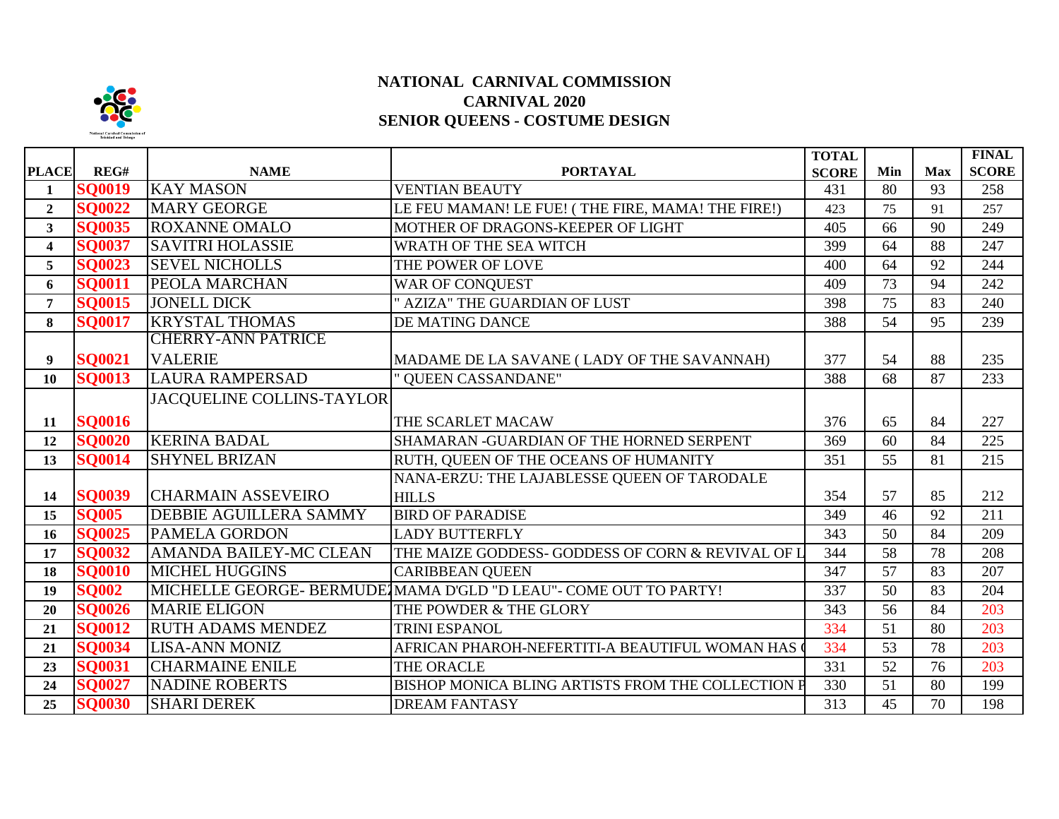# NATIONAL CARNIVAL COMMISSION
## CARNIVAL 2020
## SENIOR QUEENS - COSTUME DESIGN

| PLACE | REG# | NAME | PORTAYAL | TOTAL SCORE | Min | Max | FINAL SCORE |
|---|---|---|---|---|---|---|---|
| 1 | SQ0019 | KAY MASON | VENTIAN BEAUTY | 431 | 80 | 93 | 258 |
| 2 | SQ0022 | MARY GEORGE | LE FEU MAMAN! LE FUE! ( THE FIRE, MAMA! THE FIRE!) | 423 | 75 | 91 | 257 |
| 3 | SQ0035 | ROXANNE OMALO | MOTHER OF DRAGONS-KEEPER OF LIGHT | 405 | 66 | 90 | 249 |
| 4 | SQ0037 | SAVITRI HOLASSIE | WRATH OF THE SEA WITCH | 399 | 64 | 88 | 247 |
| 5 | SQ0023 | SEVEL NICHOLLS | THE POWER OF LOVE | 400 | 64 | 92 | 244 |
| 6 | SQ0011 | PEOLA MARCHAN | WAR OF CONQUEST | 409 | 73 | 94 | 242 |
| 7 | SQ0015 | JONELL DICK | " AZIZA" THE GUARDIAN OF LUST | 398 | 75 | 83 | 240 |
| 8 | SQ0017 | KRYSTAL THOMAS | DE MATING DANCE | 388 | 54 | 95 | 239 |
| 9 | SQ0021 | CHERRY-ANN PATRICE VALERIE | MADAME DE LA SAVANE ( LADY OF THE SAVANNAH) | 377 | 54 | 88 | 235 |
| 10 | SQ0013 | LAURA RAMPERSAD | " QUEEN CASSANDANE" | 388 | 68 | 87 | 233 |
| 11 | SQ0016 | JACQUELINE COLLINS-TAYLOR | THE SCARLET MACAW | 376 | 65 | 84 | 227 |
| 12 | SQ0020 | KERINA BADAL | SHAMARAN -GUARDIAN OF THE HORNED SERPENT | 369 | 60 | 84 | 225 |
| 13 | SQ0014 | SHYNEL BRIZAN | RUTH, QUEEN OF THE OCEANS OF HUMANITY | 351 | 55 | 81 | 215 |
| 14 | SQ0039 | CHARMAIN ASSEVEIRO | NANA-ERZU: THE LAJABLESSE QUEEN OF TARODALE HILLS | 354 | 57 | 85 | 212 |
| 15 | SQ005 | DEBBIE AGUILLERA SAMMY | BIRD OF PARADISE | 349 | 46 | 92 | 211 |
| 16 | SQ0025 | PAMELA GORDON | LADY BUTTERFLY | 343 | 50 | 84 | 209 |
| 17 | SQ0032 | AMANDA BAILEY-MC CLEAN | THE MAIZE GODDESS- GODDESS OF CORN & REVIVAL OF L | 344 | 58 | 78 | 208 |
| 18 | SQ0010 | MICHEL HUGGINS | CARIBBEAN QUEEN | 347 | 57 | 83 | 207 |
| 19 | SQ002 | MICHELLE GEORGE- BERMUDEZ | MAMA D'GLD "D LEAU"- COME OUT TO PARTY! | 337 | 50 | 83 | 204 |
| 20 | SQ0026 | MARIE ELIGON | THE POWDER & THE GLORY | 343 | 56 | 84 | 203 |
| 21 | SQ0012 | RUTH ADAMS MENDEZ | TRINI ESPANOL | 334 | 51 | 80 | 203 |
| 21 | SQ0034 | LISA-ANN MONIZ | AFRICAN PHAROH-NEFERTITI-A BEAUTIFUL WOMAN HAS ( | 334 | 53 | 78 | 203 |
| 23 | SQ0031 | CHARMAINE ENILE | THE ORACLE | 331 | 52 | 76 | 203 |
| 24 | SQ0027 | NADINE ROBERTS | BISHOP MONICA BLING ARTISTS FROM THE COLLECTION F | 330 | 51 | 80 | 199 |
| 25 | SQ0030 | SHARI DEREK | DREAM FANTASY | 313 | 45 | 70 | 198 |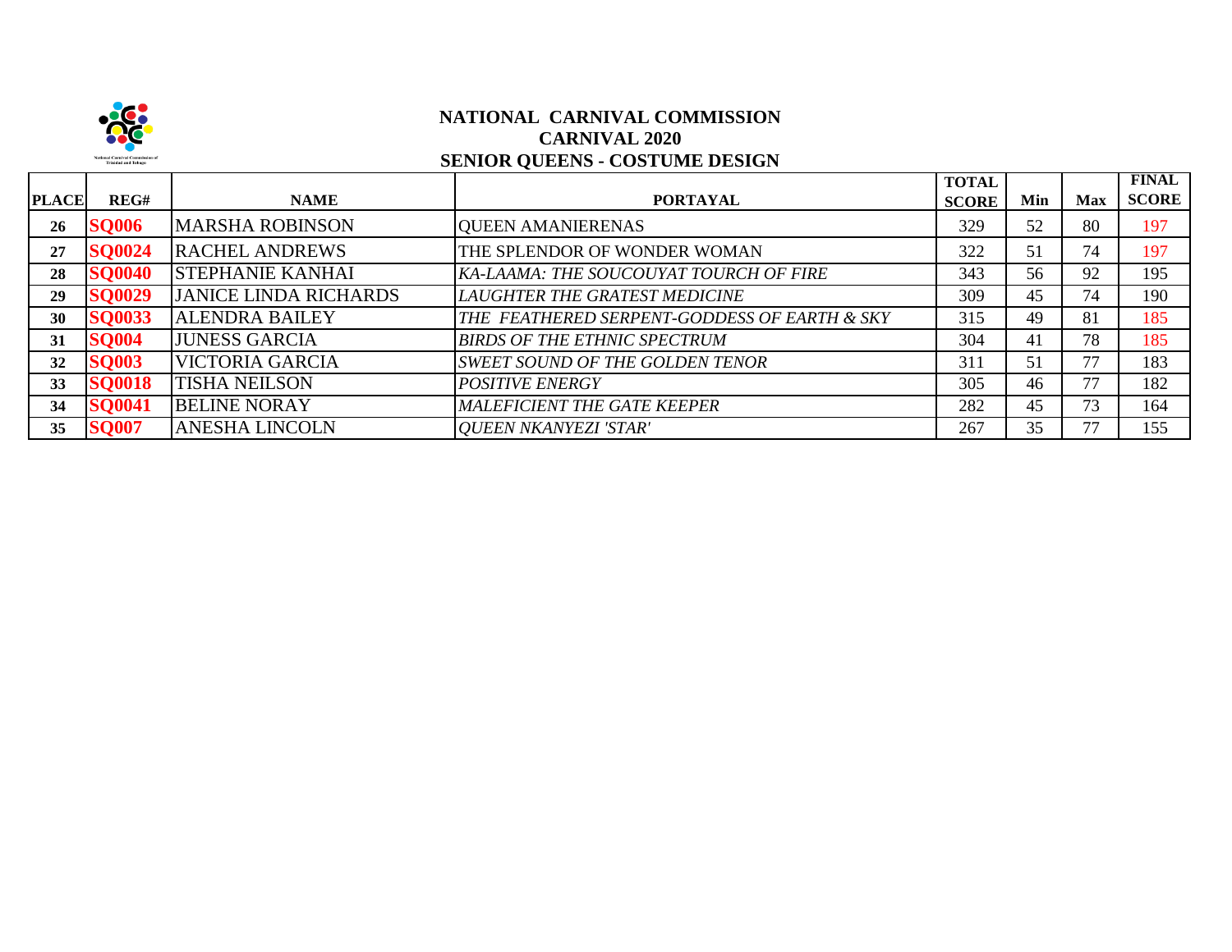**NATIONAL CARNIVAL COMMISSION**
**CARNIVAL 2020**
**SENIOR QUEENS - COSTUME DESIGN**

| PLACE | REG# | NAME | PORTAYAL | TOTAL SCORE | Min | Max | FINAL SCORE |
|---|---|---|---|---|---|---|---|
| 26 | SQ006 | MARSHA ROBINSON | QUEEN AMANIERENAS | 329 | 52 | 80 | 197 |
| 27 | SQ0024 | RACHEL ANDREWS | THE SPLENDOR OF WONDER WOMAN | 322 | 51 | 74 | 197 |
| 28 | SQ0040 | STEPHANIE KANHAI | *KA-LAAMA: THE SOUCOUYAT TOURCH OF FIRE* | 343 | 56 | 92 | 195 |
| 29 | SQ0029 | JANICE LINDA RICHARDS | *LAUGHTER THE GRATEST MEDICINE* | 309 | 45 | 74 | 190 |
| 30 | SQ0033 | ALENDRA BAILEY | *THE FEATHERED SERPENT-GODDESS OF EARTH & SKY* | 315 | 49 | 81 | 185 |
| 31 | SQ004 | JUNESS GARCIA | *BIRDS OF THE ETHNIC SPECTRUM* | 304 | 41 | 78 | 185 |
| 32 | SQ003 | VICTORIA GARCIA | *SWEET SOUND OF THE GOLDEN TENOR* | 311 | 51 | 77 | 183 |
| 33 | SQ0018 | TISHA NEILSON | *POSITIVE ENERGY* | 305 | 46 | 77 | 182 |
| 34 | SQ0041 | BELINE NORAY | *MALEFICIENT THE GATE KEEPER* | 282 | 45 | 73 | 164 |
| 35 | SQ007 | ANESHA LINCOLN | *QUEEN NKANYEZI 'STAR'* | 267 | 35 | 77 | 155 |